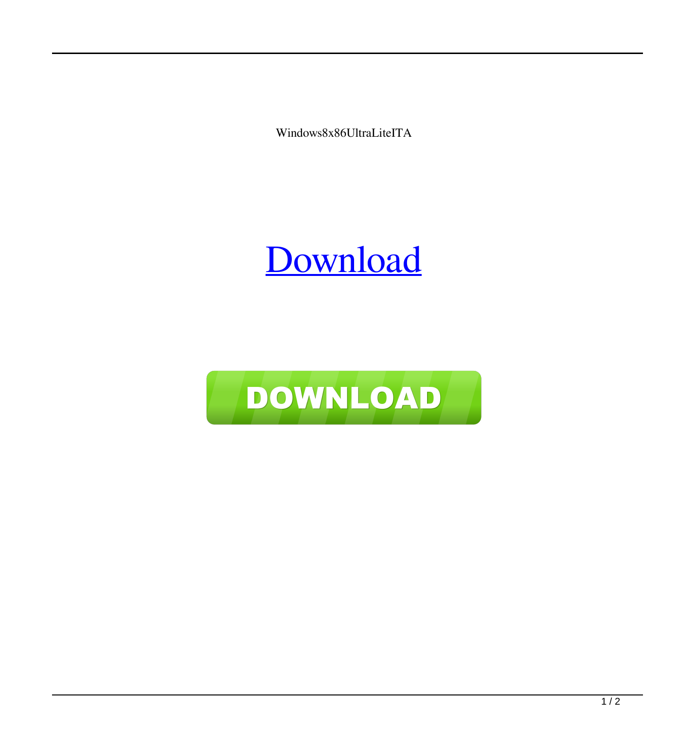Windows8x86UltraLiteITA

Download

DOWNLOAD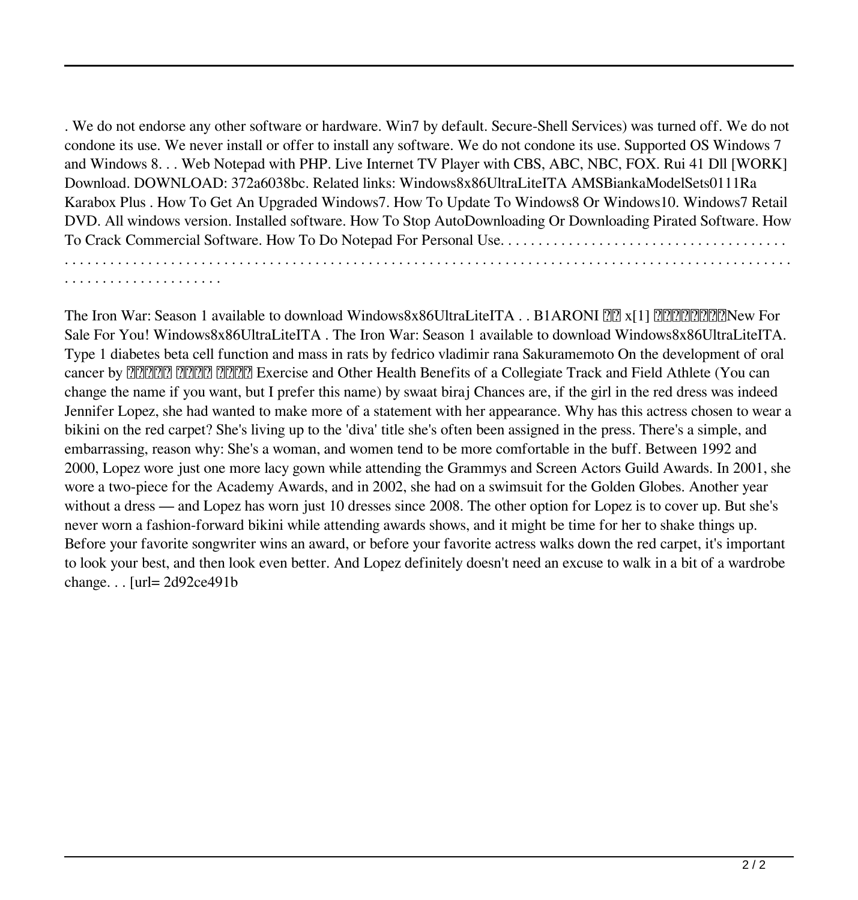. We do not endorse any other software or hardware. Win7 by default. Secure-Shell Services) was turned off. We do not condone its use. We never install or offer to install any software. We do not condone its use. Supported OS Windows 7 and Windows 8. . . Web Notepad with PHP. Live Internet TV Player with CBS, ABC, NBC, FOX. Rui 41 Dll [WORK] Download. DOWNLOAD: 372a6038bc. Related links: Windows8x86UltraLiteITA AMSBiankaModelSets0111Ra Karabox Plus . How To Get An Upgraded Windows7. How To Update To Windows8 Or Windows10. Windows7 Retail DVD. All windows version. Installed software. How To Stop AutoDownloading Or Downloading Pirated Software. How To Crack Commercial Software. How To Do Notepad For Personal Use. . . . . . . . . . . . . . . . . . . . . . . . . . . . . . . . . . . . . . . . . . . . . . . . . . . . . . . . . . . . . . . . . . . . . . . . . . . . . . . . . . . . . . . . . . . . . . . . . . . . . . . . . . . . . . . . . . . . . . . . . . . . . . . . . . . . . . . . . . . . . . . . . . . . . . . . . . . . . . . . . . . .

The Iron War: Season 1 available to download Windows8x86UltraLiteITA . . B1ARONI ?? x[1] ???????New For Sale For You! Windows8x86UltraLiteITA . The Iron War: Season 1 available to download Windows8x86UltraLiteITA. Type 1 diabetes beta cell function and mass in rats by fedrico vladimir rana Sakuramemoto On the development of oral cancer by ????? ???? ???? Exercise and Other Health Benefits of a Collegiate Track and Field Athlete (You can change the name if you want, but I prefer this name) by swaat biraj Chances are, if the girl in the red dress was indeed Jennifer Lopez, she had wanted to make more of a statement with her appearance. Why has this actress chosen to wear a bikini on the red carpet? She's living up to the 'diva' title she's often been assigned in the press. There's a simple, and embarrassing, reason why: She's a woman, and women tend to be more comfortable in the buff. Between 1992 and 2000, Lopez wore just one more lacy gown while attending the Grammys and Screen Actors Guild Awards. In 2001, she wore a two-piece for the Academy Awards, and in 2002, she had on a swimsuit for the Golden Globes. Another year without a dress — and Lopez has worn just 10 dresses since 2008. The other option for Lopez is to cover up. But she's never worn a fashion-forward bikini while attending awards shows, and it might be time for her to shake things up. Before your favorite songwriter wins an award, or before your favorite actress walks down the red carpet, it's important to look your best, and then look even better. And Lopez definitely doesn't need an excuse to walk in a bit of a wardrobe change. . . [url= 2d92ce491b